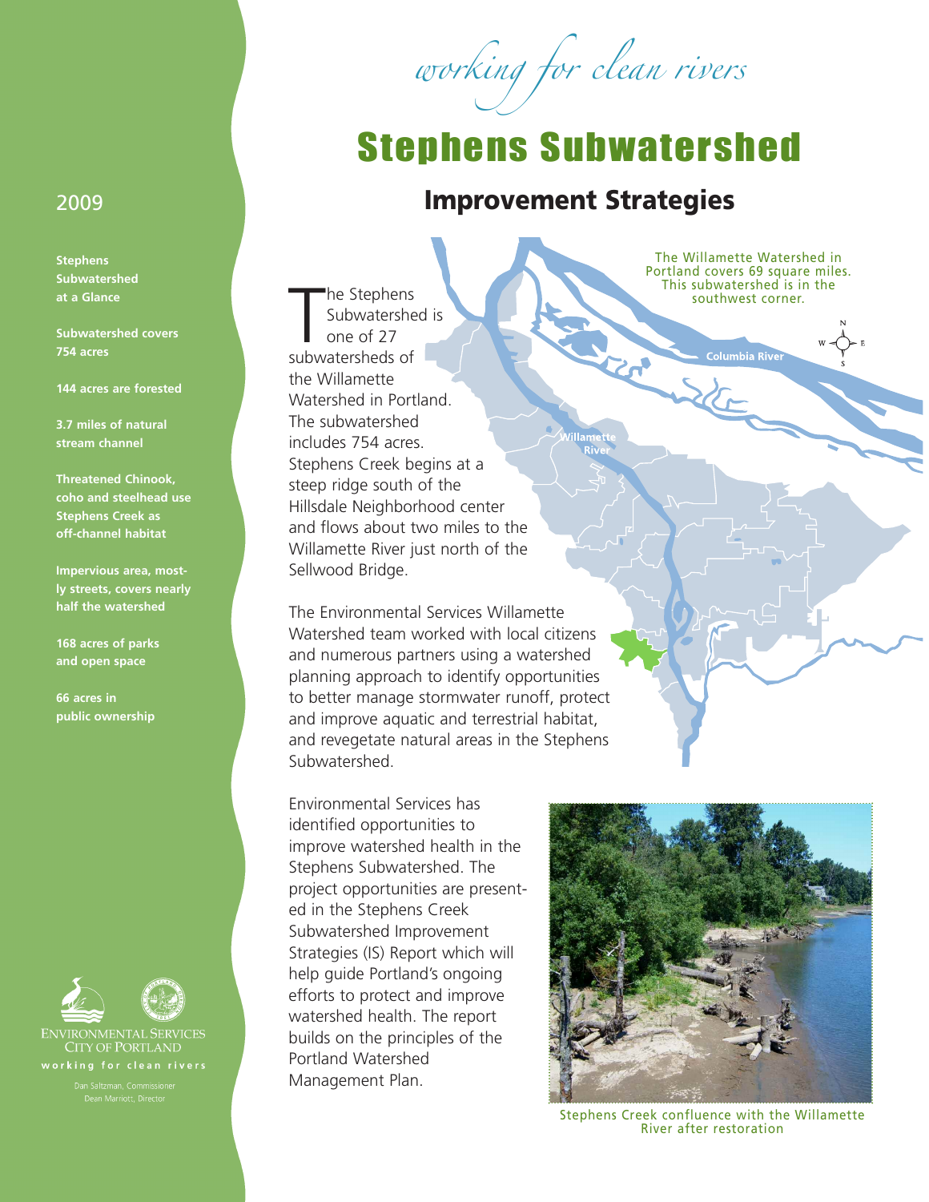*working for clean rivers*

# Stephens Subwatershed

## Improvement Strategies

2009

**Stephens Subwatershed at a Glance**

**Subwatershed covers 754 acres**

**144 acres are forested**

**3.7 miles of natural stream channel**

**Threatened Chinook, coho and steelhead use Stephens Creek as off-channel habitat**

**Impervious area, mostly streets, covers nearly half the watershed**

**168 acres of parks and open space**

**66 acres in public ownership**

The Stephens Subwatershed is one of 27 subwatersheds of the Willamette Watershed in Portland. The subwatershed includes 754 acres. Stephens Creek begins at a steep ridge south of the Hillsdale Neighborhood center and flows about two miles to the Willamette River just north of the Sellwood Bridge.

The Willamette Watershed in Portland covers 69 square miles. This subwatershed is in the southwest corner.

Columbia River

Willamette River

The Environmental Services Willamette Watershed team worked with local citizens and numerous partners using a watershed planning approach to identify opportunities to better manage stormwater runoff, protect and improve aquatic and terrestrial habitat, and revegetate natural areas in the Stephens Subwatershed.

Environmental Services has identified opportunities to improve watershed health in the Stephens Subwatershed. The project opportunities are presented in the Stephens Creek Subwatershed Improvement Strategies (IS) Report which will help guide Portland's ongoing efforts to protect and improve watershed health. The report builds on the principles of the Portland Watershed Management Plan.

Stephens Creek confluence with the Willamette River after restoration

ENVIRONMENTAL SERVICES
CITY OF PORTLAND
working for clean rivers

Dan Saltzman, Commissioner
Dean Marriott, Director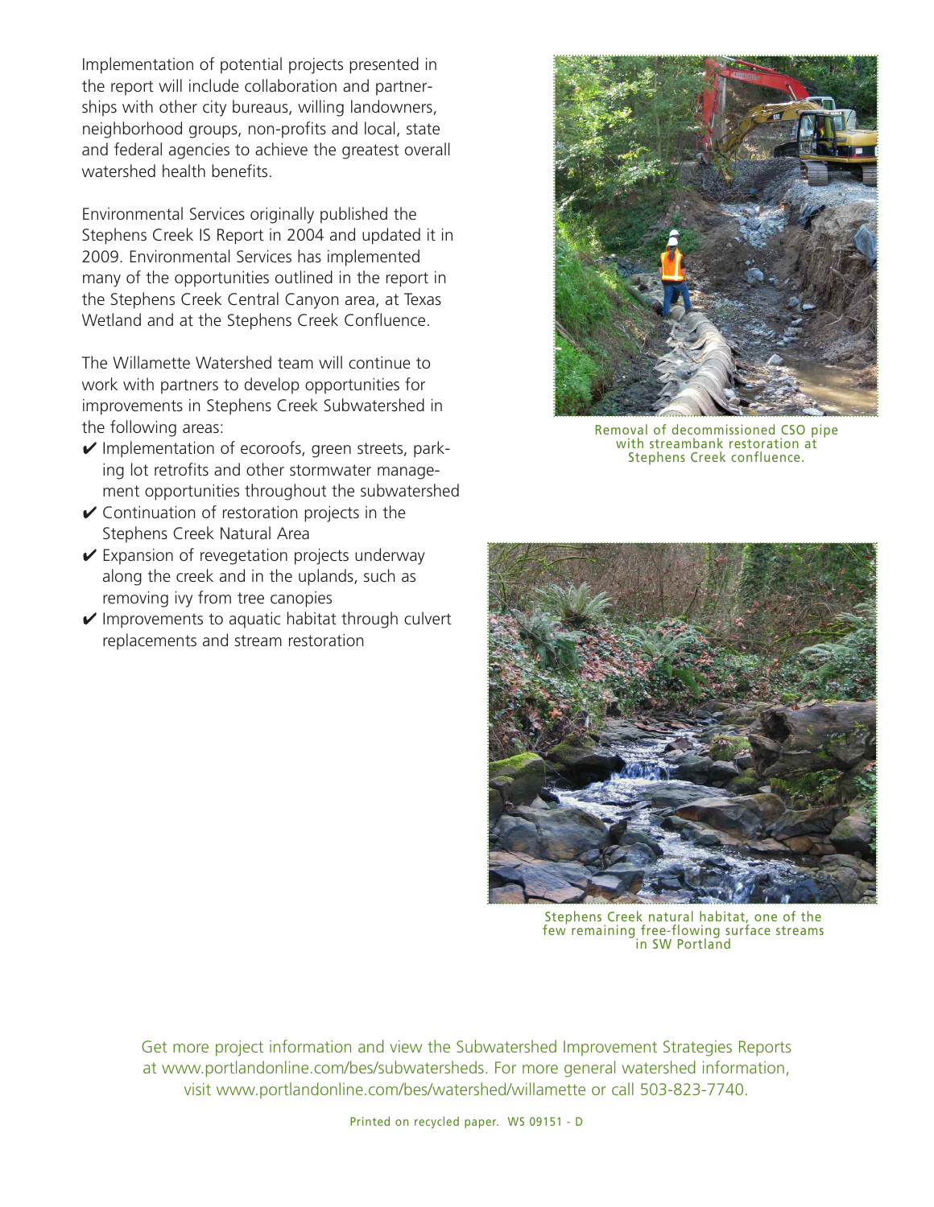Implementation of potential projects presented in the report will include collaboration and partnerships with other city bureaus, willing landowners, neighborhood groups, non-profits and local, state and federal agencies to achieve the greatest overall watershed health benefits.

Environmental Services originally published the Stephens Creek IS Report in 2004 and updated it in 2009. Environmental Services has implemented many of the opportunities outlined in the report in the Stephens Creek Central Canyon area, at Texas Wetland and at the Stephens Creek Confluence.

The Willamette Watershed team will continue to work with partners to develop opportunities for improvements in Stephens Creek Subwatershed in the following areas:

- ✔ Implementation of ecoroofs, green streets, parking lot retrofits and other stormwater management opportunities throughout the subwatershed
- ✔ Continuation of restoration projects in the Stephens Creek Natural Area
- ✔ Expansion of revegetation projects underway along the creek and in the uplands, such as removing ivy from tree canopies
- ✔ Improvements to aquatic habitat through culvert replacements and stream restoration

Removal of decommissioned CSO pipe with streambank restoration at Stephens Creek confluence.

Stephens Creek natural habitat, one of the few remaining free-flowing surface streams in SW Portland

Get more project information and view the Subwatershed Improvement Strategies Reports at www.portlandonline.com/bes/subwatersheds. For more general watershed information, visit www.portlandonline.com/bes/watershed/willamette or call 503-823-7740.

Printed on recycled paper. WS 09151 - D